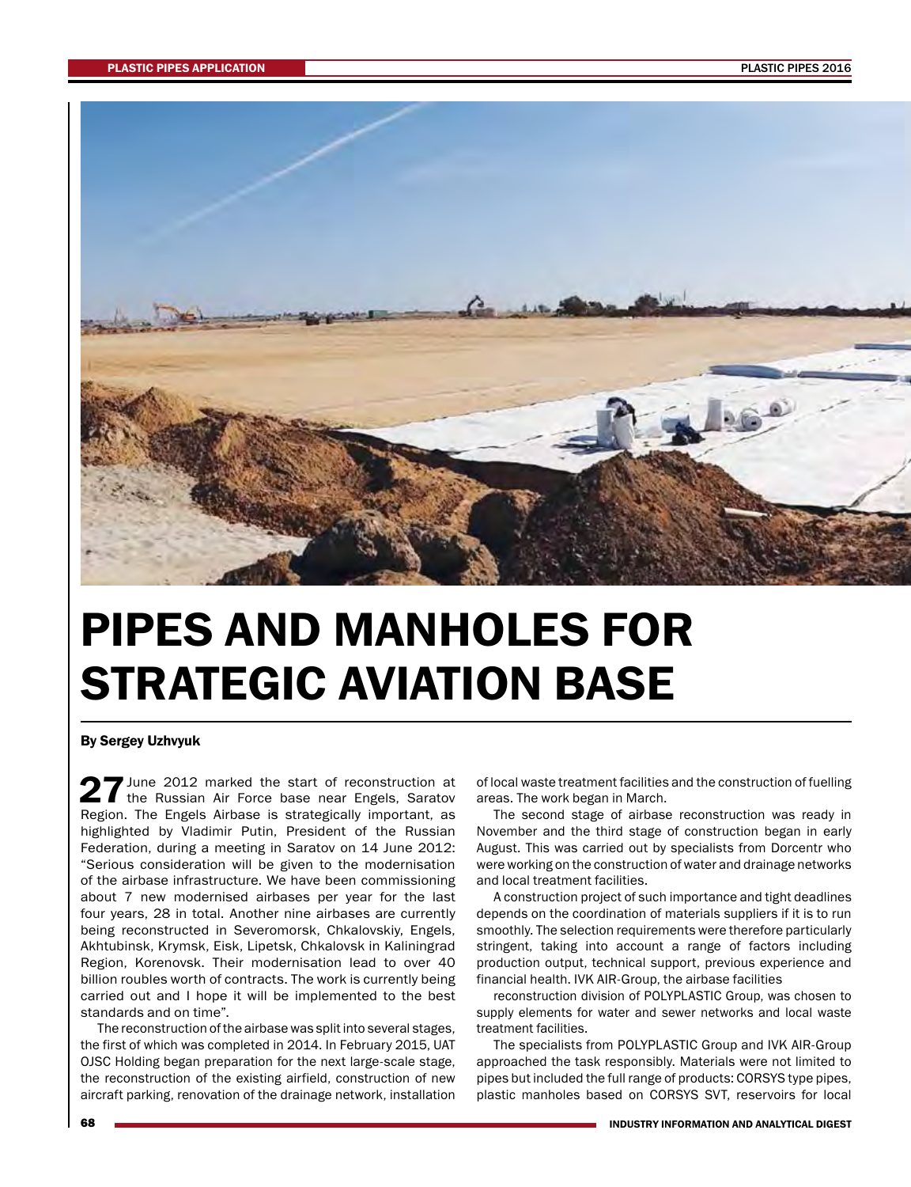# PIPES AND MANHOLES FOR STRATEGIC AVIATION BASE

**By Sergey Uzhvyuk**

27 June 2012 marked the start of reconstruction at the Russian Air Force base near Engels, Saratov Region. The Engels Airbase is strategically important, as highlighted by Vladimir Putin, President of the Russian Federation, during a meeting in Saratov on 14 June 2012: "Serious consideration will be given to the modernisation of the airbase infrastructure. We have been commissioning about 7 new modernised airbases per year for the last four years, 28 in total. Another nine airbases are currently being reconstructed in Severomorsk, Chkalovskiy, Engels, Akhtubinsk, Krymsk, Eisk, Lipetsk, Chkalovsk in Kaliningrad Region, Korenovsk. Their modernisation lead to over 40 billion roubles worth of contracts. The work is currently being carried out and I hope it will be implemented to the best standards and on time".

The reconstruction of the airbase was split into several stages, the first of which was completed in 2014. In February 2015, UAT OJSC Holding began preparation for the next large-scale stage, the reconstruction of the existing airfield, construction of new aircraft parking, renovation of the drainage network, installation of local waste treatment facilities and the construction of fuelling areas. The work began in March.

The second stage of airbase reconstruction was ready in November and the third stage of construction began in early August. This was carried out by specialists from Dorcentr who were working on the construction of water and drainage networks and local treatment facilities.

A construction project of such importance and tight deadlines depends on the coordination of materials suppliers if it is to run smoothly. The selection requirements were therefore particularly stringent, taking into account a range of factors including production output, technical support, previous experience and financial health. IVK AIR-Group, the airbase facilities

reconstruction division of POLYPLASTIC Group, was chosen to supply elements for water and sewer networks and local waste treatment facilities.

The specialists from POLYPLASTIC Group and IVK AIR-Group approached the task responsibly. Materials were not limited to pipes but included the full range of products: CORSYS type pipes, plastic manholes based on CORSYS SVT, reservoirs for local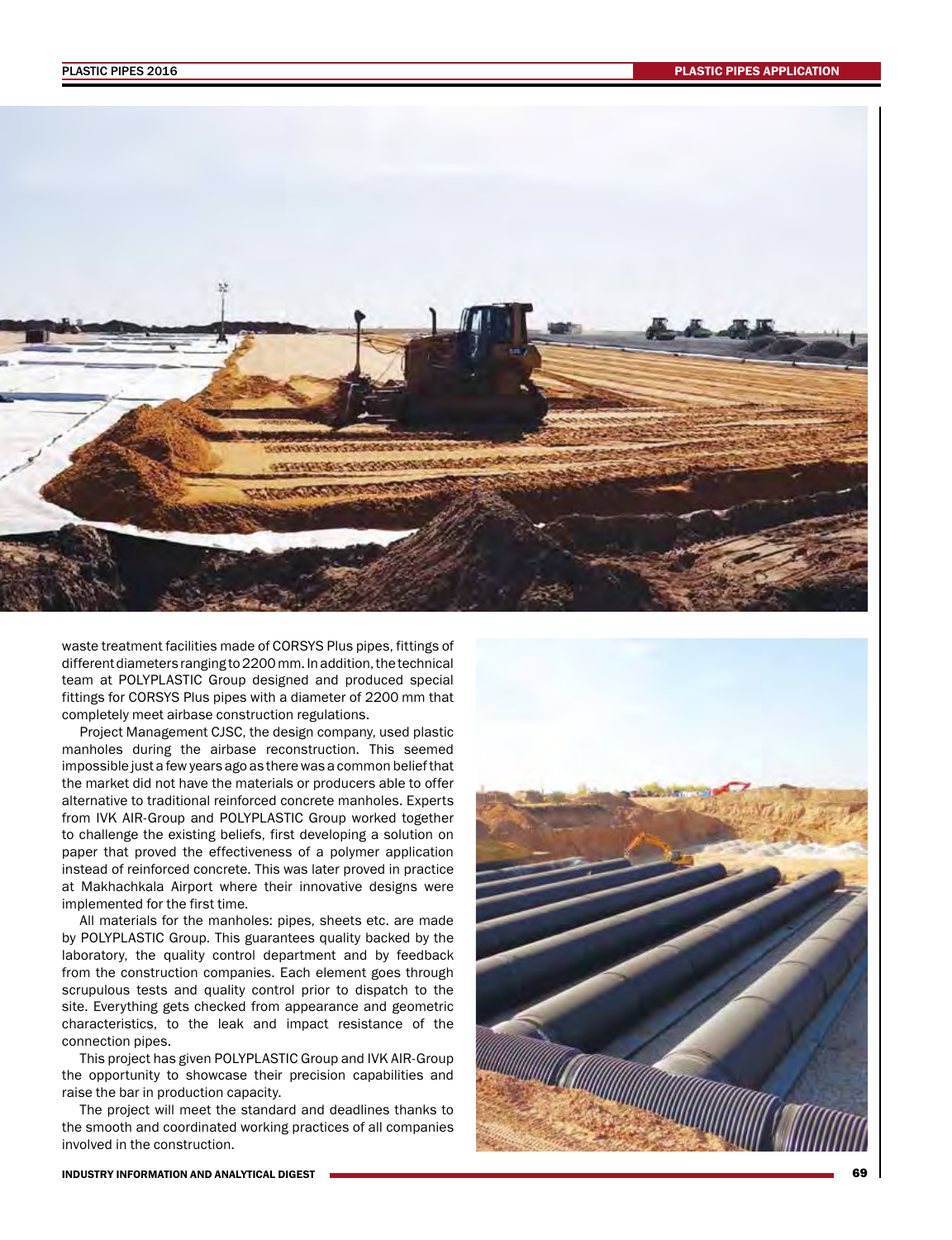waste treatment facilities made of CORSYS Plus pipes, fittings of different diameters ranging to 2200 mm. In addition, the technical team at POLYPLASTIC Group designed and produced special fittings for CORSYS Plus pipes with a diameter of 2200 mm that completely meet airbase construction regulations.

Project Management CJSC, the design company, used plastic manholes during the airbase reconstruction. This seemed impossible just a few years ago as there was a common belief that the market did not have the materials or producers able to offer alternative to traditional reinforced concrete manholes. Experts from IVK AIR-Group and POLYPLASTIC Group worked together to challenge the existing beliefs, first developing a solution on paper that proved the effectiveness of a polymer application instead of reinforced concrete. This was later proved in practice at Makhachkala Airport where their innovative designs were implemented for the first time.

All materials for the manholes: pipes, sheets etc. are made by POLYPLASTIC Group. This guarantees quality backed by the laboratory, the quality control department and by feedback from the construction companies. Each element goes through scrupulous tests and quality control prior to dispatch to the site. Everything gets checked from appearance and geometric characteristics, to the leak and impact resistance of the connection pipes.

This project has given POLYPLASTIC Group and IVK AIR-Group the opportunity to showcase their precision capabilities and raise the bar in production capacity.

The project will meet the standard and deadlines thanks to the smooth and coordinated working practices of all companies involved in the construction.